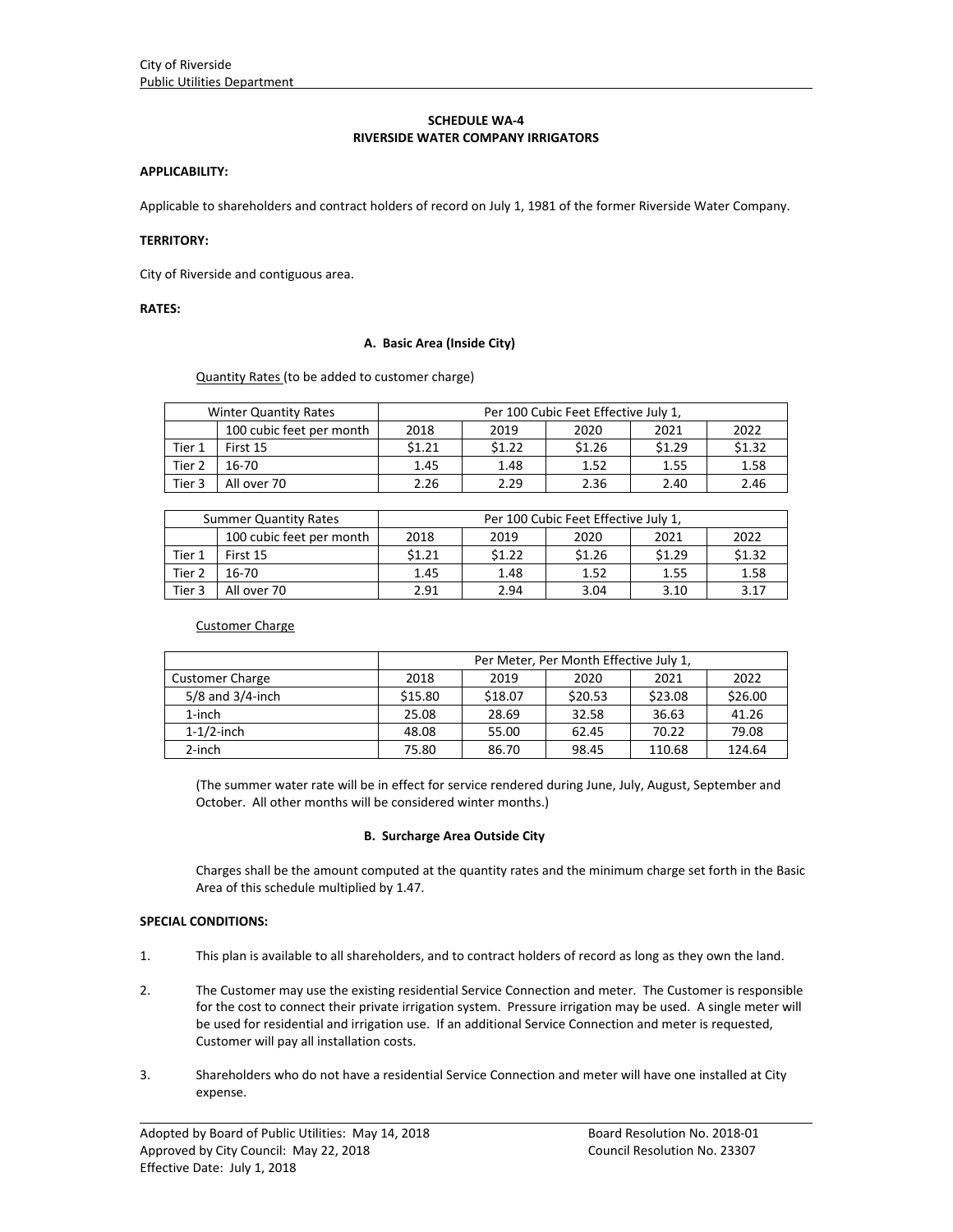City of Riverside
Public Utilities Department

**SCHEDULE WA-4**
**RIVERSIDE WATER COMPANY IRRIGATORS**

**APPLICABILITY:**

Applicable to shareholders and contract holders of record on July 1, 1981 of the former Riverside Water Company.

**TERRITORY:**

City of Riverside and contiguous area.

**RATES:**

**A. Basic Area (Inside City)**

Quantity Rates (to be added to customer charge)

| Winter Quantity Rates | | Per 100 Cubic Feet Effective July 1, | | | | |
|---|---|---|---|---|---|---|
| | 100 cubic feet per month | 2018 | 2019 | 2020 | 2021 | 2022 |
| Tier 1 | First 15 | $1.21 | $1.22 | $1.26 | $1.29 | $1.32 |
| Tier 2 | 16-70 | 1.45 | 1.48 | 1.52 | 1.55 | 1.58 |
| Tier 3 | All over 70 | 2.26 | 2.29 | 2.36 | 2.40 | 2.46 |

| Summer Quantity Rates | | Per 100 Cubic Feet Effective July 1, | | | | |
|---|---|---|---|---|---|---|
| | 100 cubic feet per month | 2018 | 2019 | 2020 | 2021 | 2022 |
| Tier 1 | First 15 | $1.21 | $1.22 | $1.26 | $1.29 | $1.32 |
| Tier 2 | 16-70 | 1.45 | 1.48 | 1.52 | 1.55 | 1.58 |
| Tier 3 | All over 70 | 2.91 | 2.94 | 3.04 | 3.10 | 3.17 |

Customer Charge

| | Per Meter, Per Month Effective July 1, | | | | |
|---|---|---|---|---|---|
| Customer Charge | 2018 | 2019 | 2020 | 2021 | 2022 |
| 5/8 and 3/4-inch | $15.80 | $18.07 | $20.53 | $23.08 | $26.00 |
| 1-inch | 25.08 | 28.69 | 32.58 | 36.63 | 41.26 |
| 1-1/2-inch | 48.08 | 55.00 | 62.45 | 70.22 | 79.08 |
| 2-inch | 75.80 | 86.70 | 98.45 | 110.68 | 124.64 |

(The summer water rate will be in effect for service rendered during June, July, August, September and October. All other months will be considered winter months.)

**B. Surcharge Area Outside City**

Charges shall be the amount computed at the quantity rates and the minimum charge set forth in the Basic Area of this schedule multiplied by 1.47.

**SPECIAL CONDITIONS:**

1. This plan is available to all shareholders, and to contract holders of record as long as they own the land.

2. The Customer may use the existing residential Service Connection and meter. The Customer is responsible for the cost to connect their private irrigation system. Pressure irrigation may be used. A single meter will be used for residential and irrigation use. If an additional Service Connection and meter is requested, Customer will pay all installation costs.

3. Shareholders who do not have a residential Service Connection and meter will have one installed at City expense.

Adopted by Board of Public Utilities: May 14, 2018 — Board Resolution No. 2018-01
Approved by City Council: May 22, 2018 — Council Resolution No. 23307
Effective Date: July 1, 2018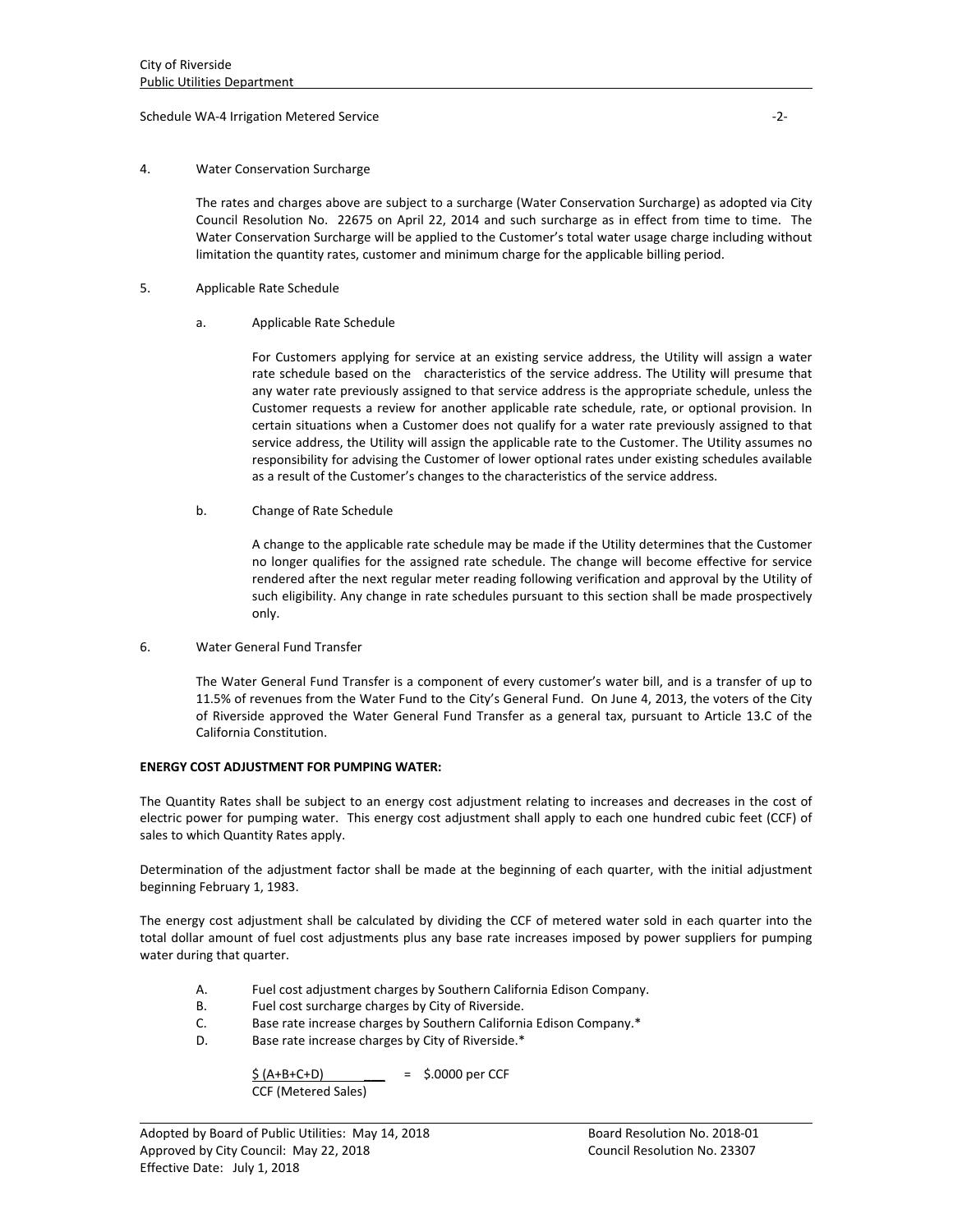4. Water Conservation Surcharge

   The rates and charges above are subject to a surcharge (Water Conservation Surcharge) as adopted via City Council Resolution No. 22675 on April 22, 2014 and such surcharge as in effect from time to time. The Water Conservation Surcharge will be applied to the Customer's total water usage charge including without limitation the quantity rates, customer and minimum charge for the applicable billing period.

5. Applicable Rate Schedule

   a. Applicable Rate Schedule

      For Customers applying for service at an existing service address, the Utility will assign a water rate schedule based on the characteristics of the service address. The Utility will presume that any water rate previously assigned to that service address is the appropriate schedule, unless the Customer requests a review for another applicable rate schedule, rate, or optional provision. In certain situations when a Customer does not qualify for a water rate previously assigned to that service address, the Utility will assign the applicable rate to the Customer. The Utility assumes no responsibility for advising the Customer of lower optional rates under existing schedules available as a result of the Customer's changes to the characteristics of the service address.

   b. Change of Rate Schedule

      A change to the applicable rate schedule may be made if the Utility determines that the Customer no longer qualifies for the assigned rate schedule. The change will become effective for service rendered after the next regular meter reading following verification and approval by the Utility of such eligibility. Any change in rate schedules pursuant to this section shall be made prospectively only.

6. Water General Fund Transfer

   The Water General Fund Transfer is a component of every customer's water bill, and is a transfer of up to 11.5% of revenues from the Water Fund to the City's General Fund. On June 4, 2013, the voters of the City of Riverside approved the Water General Fund Transfer as a general tax, pursuant to Article 13.C of the California Constitution.

**ENERGY COST ADJUSTMENT FOR PUMPING WATER:**

The Quantity Rates shall be subject to an energy cost adjustment relating to increases and decreases in the cost of electric power for pumping water. This energy cost adjustment shall apply to each one hundred cubic feet (CCF) of sales to which Quantity Rates apply.

Determination of the adjustment factor shall be made at the beginning of each quarter, with the initial adjustment beginning February 1, 1983.

The energy cost adjustment shall be calculated by dividing the CCF of metered water sold in each quarter into the total dollar amount of fuel cost adjustments plus any base rate increases imposed by power suppliers for pumping water during that quarter.

A. Fuel cost adjustment charges by Southern California Edison Company.
B. Fuel cost surcharge charges by City of Riverside.
C. Base rate increase charges by Southern California Edison Company.*
D. Base rate increase charges by City of Riverside.*

$$\frac{\$\,(A+B+C+D)}{\text{CCF (Metered Sales)}} = \$.0000 \text{ per CCF}$$

Adopted by Board of Public Utilities: May 14, 2018 — Board Resolution No. 2018-01
Approved by City Council: May 22, 2018 — Council Resolution No. 23307
Effective Date: July 1, 2018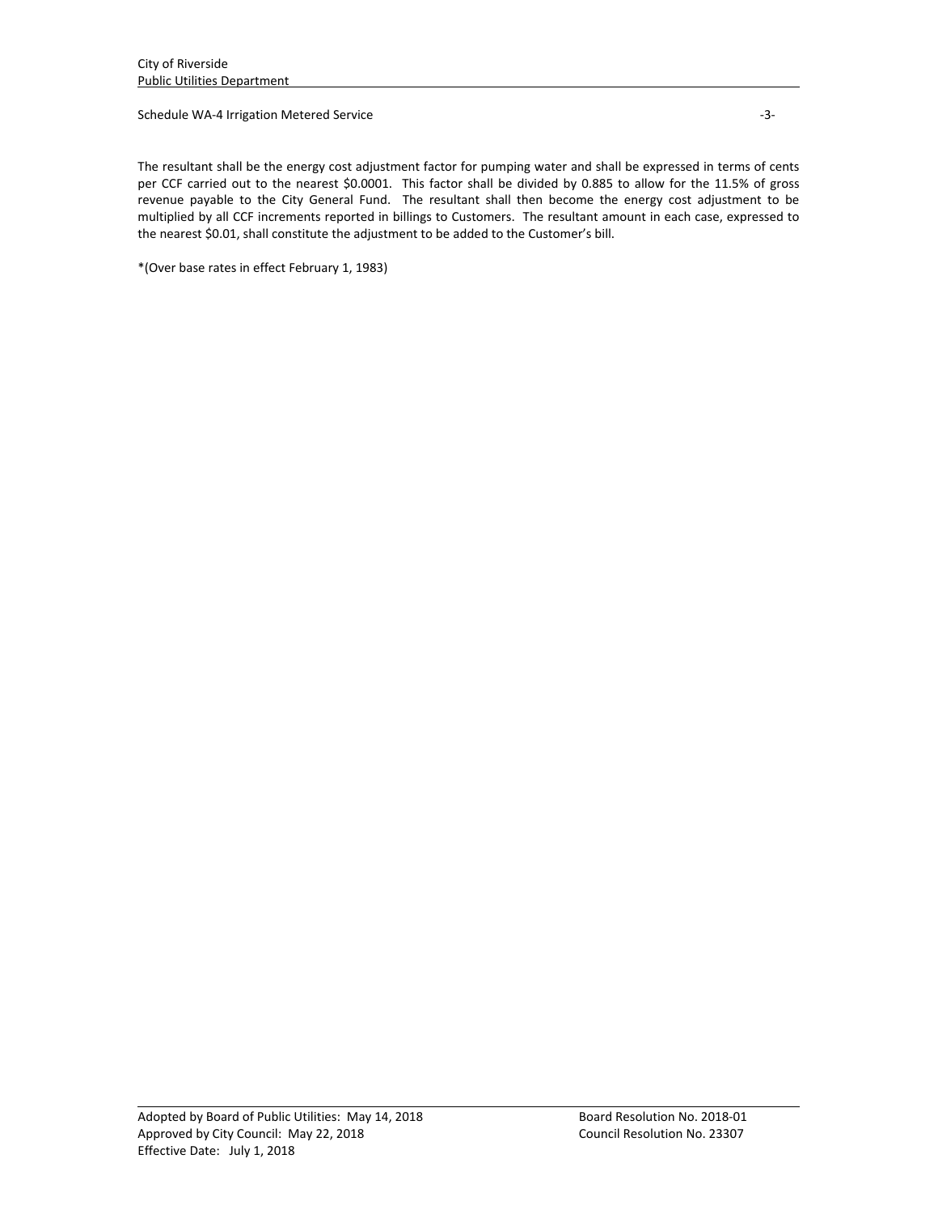The resultant shall be the energy cost adjustment factor for pumping water and shall be expressed in terms of cents per CCF carried out to the nearest $0.0001. This factor shall be divided by 0.885 to allow for the 11.5% of gross revenue payable to the City General Fund. The resultant shall then become the energy cost adjustment to be multiplied by all CCF increments reported in billings to Customers. The resultant amount in each case, expressed to the nearest $0.01, shall constitute the adjustment to be added to the Customer's bill.

*(Over base rates in effect February 1, 1983)

Adopted by Board of Public Utilities: May 14, 2018 — Board Resolution No. 2018-01
Approved by City Council: May 22, 2018 — Council Resolution No. 23307
Effective Date: July 1, 2018